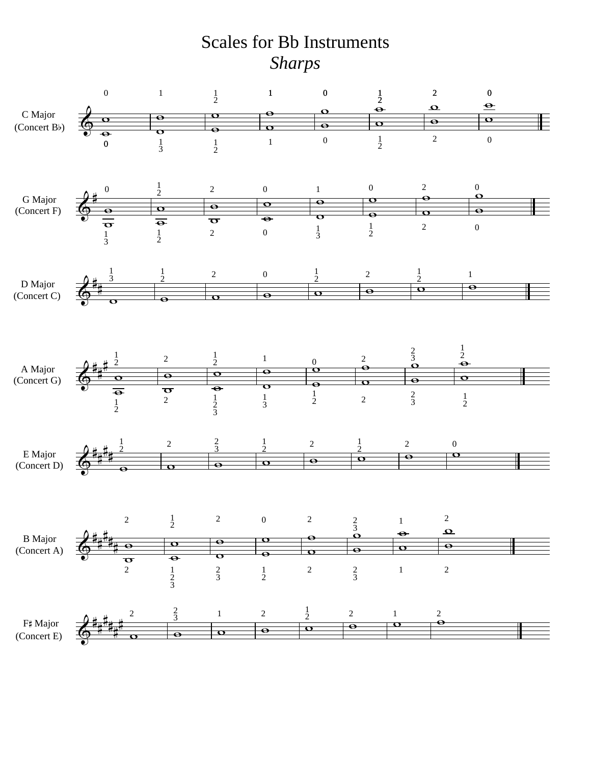# Scales for Bb Instruments

## *Sharps*

C Major
(Concert B♭)

G Major
(Concert F)

D Major
(Concert C)

A Major
(Concert G)

E Major
(Concert D)

B Major
(Concert A)

F♯ Major
(Concert E)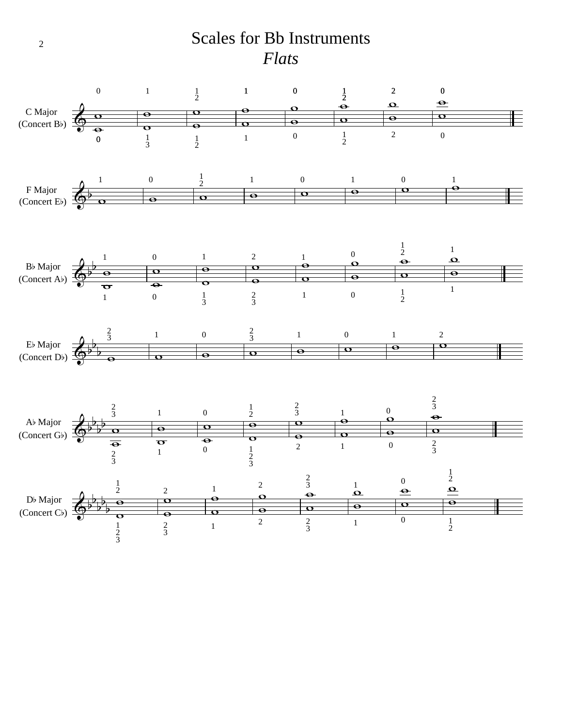# Scales for Bb Instruments

*Flats*

C Major
(Concert B♭)

F Major
(Concert E♭)

B♭ Major
(Concert A♭)

E♭ Major
(Concert D♭)

A♭ Major
(Concert G♭)

D♭ Major
(Concert C♭)